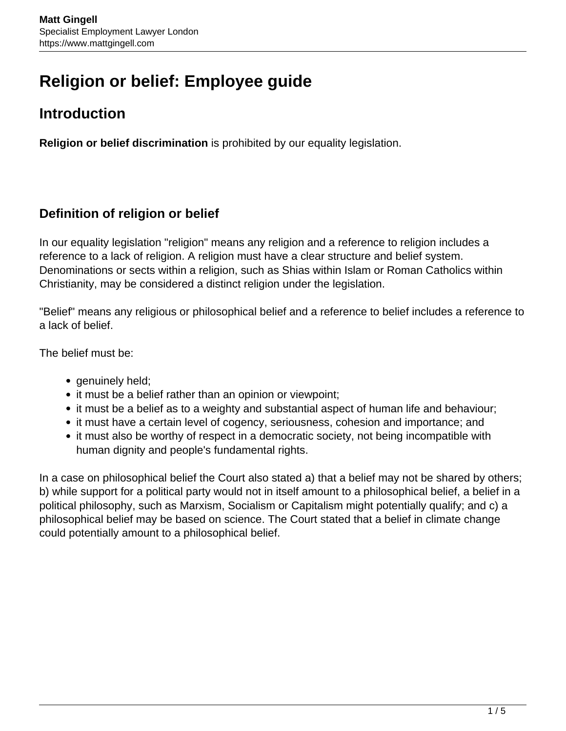# Religion or belief: Employee guide

## Introduction

**Religion or belief discrimination** is prohibited by our equality legislation.

### Definition of religion or belief

In our equality legislation "religion" means any religion and a reference to religion includes a reference to a lack of religion. A religion must have a clear structure and belief system. Denominations or sects within a religion, such as Shias within Islam or Roman Catholics within Christianity, may be considered a distinct religion under the legislation.

"Belief" means any religious or philosophical belief and a reference to belief includes a reference to a lack of belief.

The belief must be:

- genuinely held;
- it must be a belief rather than an opinion or viewpoint;
- it must be a belief as to a weighty and substantial aspect of human life and behaviour;
- it must have a certain level of cogency, seriousness, cohesion and importance; and
- it must also be worthy of respect in a democratic society, not being incompatible with human dignity and people's fundamental rights.

In a case on philosophical belief the Court also stated a) that a belief may not be shared by others; b) while support for a political party would not in itself amount to a philosophical belief, a belief in a political philosophy, such as Marxism, Socialism or Capitalism might potentially qualify; and c) a philosophical belief may be based on science. The Court stated that a belief in climate change could potentially amount to a philosophical belief.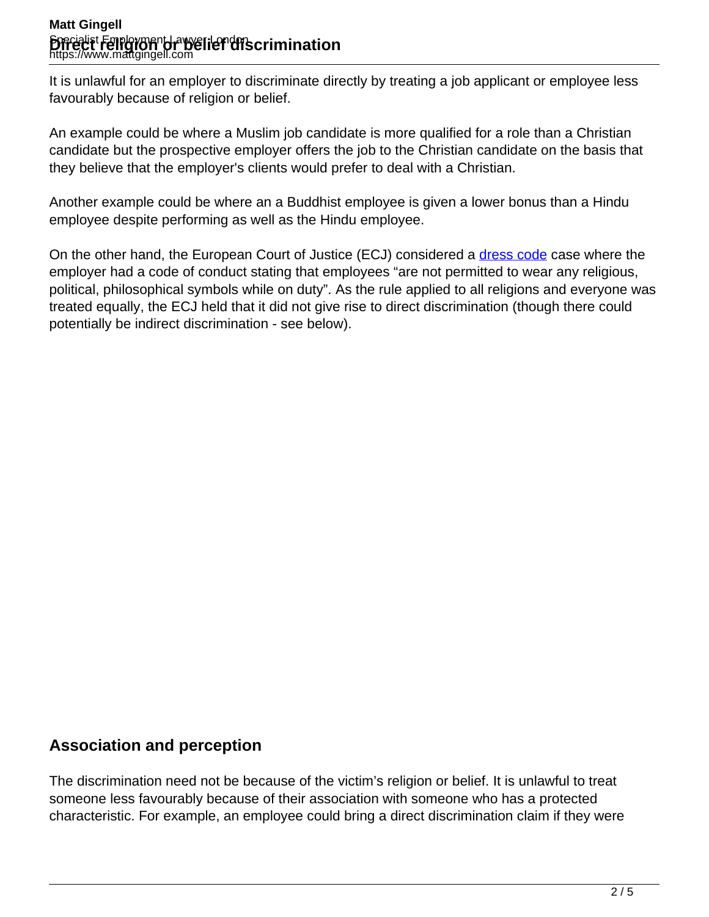# Direct religion or belief discrimination

It is unlawful for an employer to discriminate directly by treating a job applicant or employee less favourably because of religion or belief.

An example could be where a Muslim job candidate is more qualified for a role than a Christian candidate but the prospective employer offers the job to the Christian candidate on the basis that they believe that the employer's clients would prefer to deal with a Christian.

Another example could be where an a Buddhist employee is given a lower bonus than a Hindu employee despite performing as well as the Hindu employee.

On the other hand, the European Court of Justice (ECJ) considered a dress code case where the employer had a code of conduct stating that employees “are not permitted to wear any religious, political, philosophical symbols while on duty”. As the rule applied to all religions and everyone was treated equally, the ECJ held that it did not give rise to direct discrimination (though there could potentially be indirect discrimination - see below).

## Association and perception

The discrimination need not be because of the victim’s religion or belief. It is unlawful to treat someone less favourably because of their association with someone who has a protected characteristic. For example, an employee could bring a direct discrimination claim if they were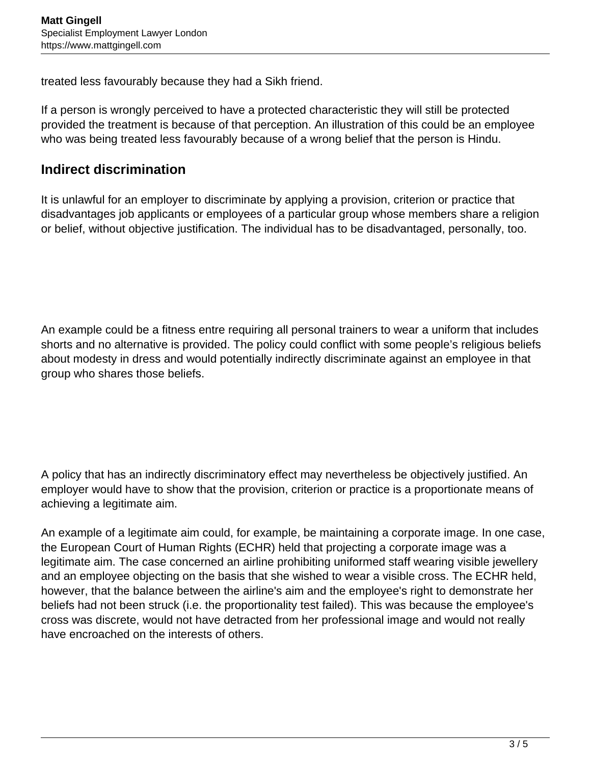treated less favourably because they had a Sikh friend.

If a person is wrongly perceived to have a protected characteristic they will still be protected provided the treatment is because of that perception. An illustration of this could be an employee who was being treated less favourably because of a wrong belief that the person is Hindu.

## Indirect discrimination

It is unlawful for an employer to discriminate by applying a provision, criterion or practice that disadvantages job applicants or employees of a particular group whose members share a religion or belief, without objective justification. The individual has to be disadvantaged, personally, too.

An example could be a fitness entre requiring all personal trainers to wear a uniform that includes shorts and no alternative is provided. The policy could conflict with some people's religious beliefs about modesty in dress and would potentially indirectly discriminate against an employee in that group who shares those beliefs.

A policy that has an indirectly discriminatory effect may nevertheless be objectively justified. An employer would have to show that the provision, criterion or practice is a proportionate means of achieving a legitimate aim.

An example of a legitimate aim could, for example, be maintaining a corporate image. In one case, the European Court of Human Rights (ECHR) held that projecting a corporate image was a legitimate aim. The case concerned an airline prohibiting uniformed staff wearing visible jewellery and an employee objecting on the basis that she wished to wear a visible cross. The ECHR held, however, that the balance between the airline's aim and the employee's right to demonstrate her beliefs had not been struck (i.e. the proportionality test failed). This was because the employee's cross was discrete, would not have detracted from her professional image and would not really have encroached on the interests of others.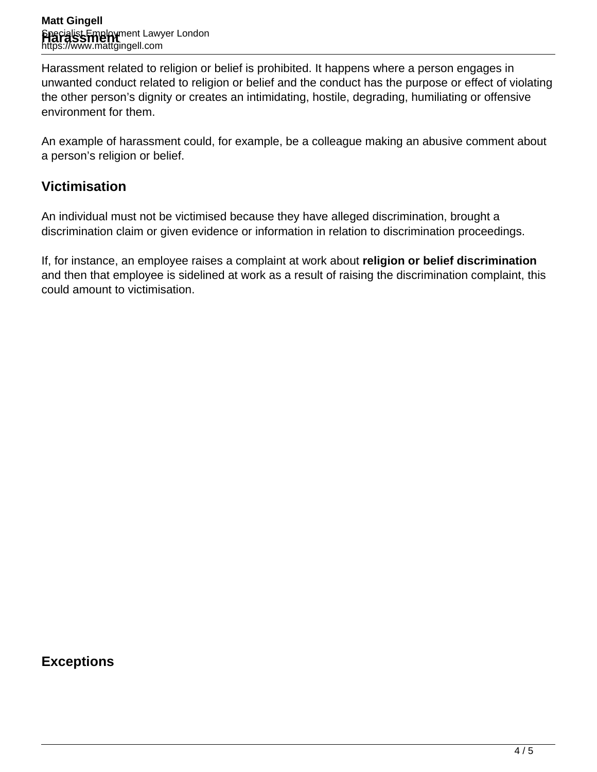## Harassment

Harassment related to religion or belief is prohibited. It happens where a person engages in unwanted conduct related to religion or belief and the conduct has the purpose or effect of violating the other person's dignity or creates an intimidating, hostile, degrading, humiliating or offensive environment for them.

An example of harassment could, for example, be a colleague making an abusive comment about a person's religion or belief.

## Victimisation

An individual must not be victimised because they have alleged discrimination, brought a discrimination claim or given evidence or information in relation to discrimination proceedings.

If, for instance, an employee raises a complaint at work about **religion or belief discrimination** and then that employee is sidelined at work as a result of raising the discrimination complaint, this could amount to victimisation.

## Exceptions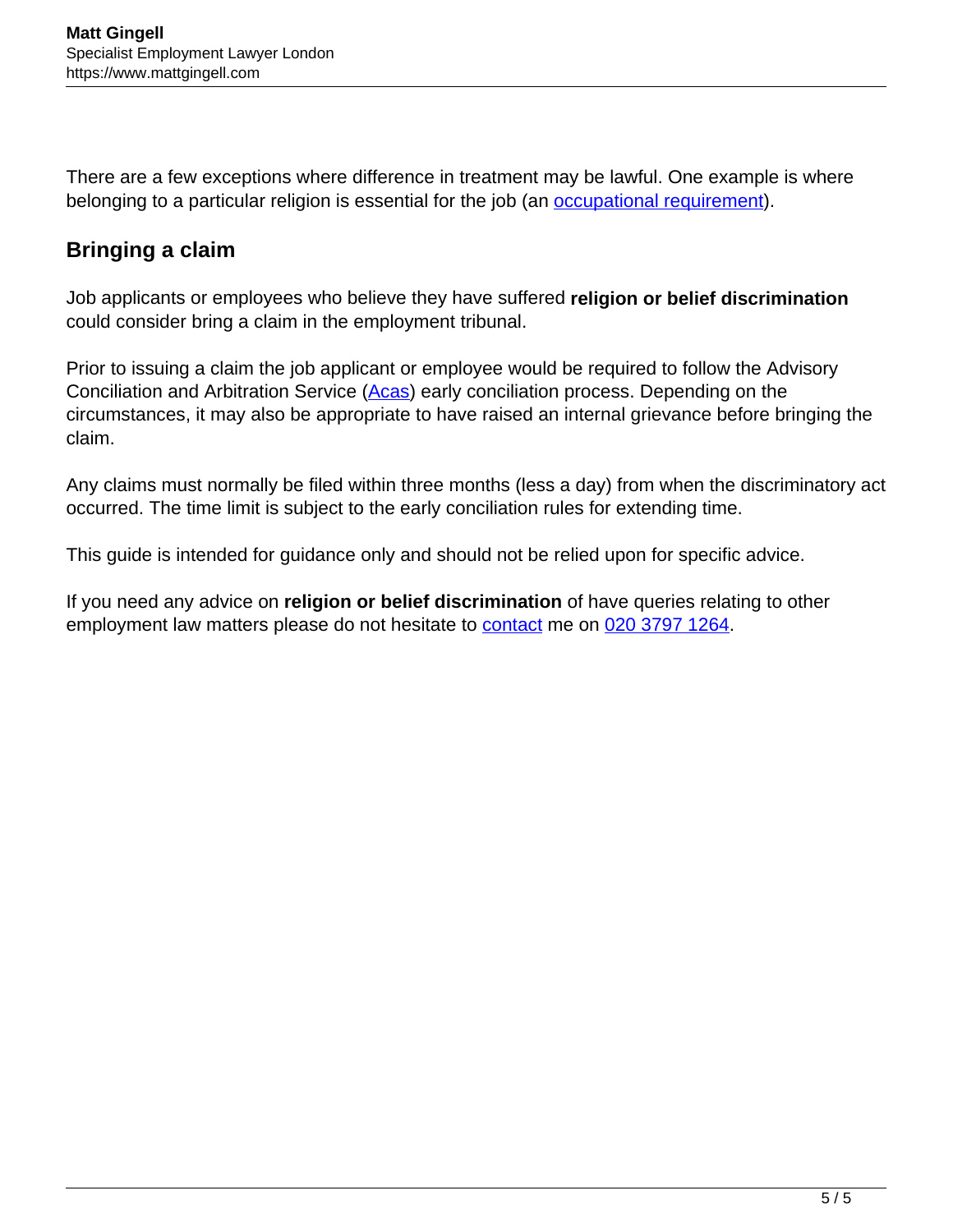There are a few exceptions where difference in treatment may be lawful. One example is where belonging to a particular religion is essential for the job (an occupational requirement).

## Bringing a claim

Job applicants or employees who believe they have suffered **religion or belief discrimination** could consider bring a claim in the employment tribunal.

Prior to issuing a claim the job applicant or employee would be required to follow the Advisory Conciliation and Arbitration Service (Acas) early conciliation process. Depending on the circumstances, it may also be appropriate to have raised an internal grievance before bringing the claim.

Any claims must normally be filed within three months (less a day) from when the discriminatory act occurred. The time limit is subject to the early conciliation rules for extending time.

This guide is intended for guidance only and should not be relied upon for specific advice.

If you need any advice on **religion or belief discrimination** of have queries relating to other employment law matters please do not hesitate to contact me on 020 3797 1264.